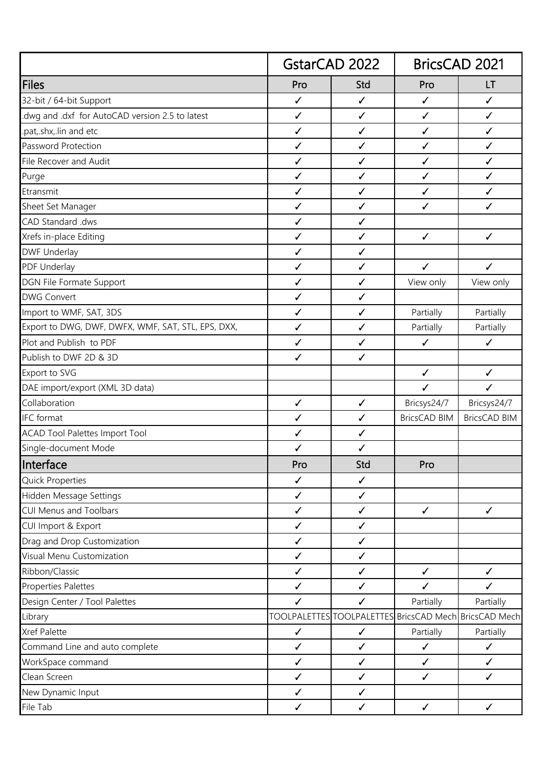| | GstarCAD 2022 | | BricsCAD 2021 | |
|---|---|---|---|---|
| **Files** | Pro | Std | Pro | LT |
| 32-bit / 64-bit Support | ✓ | ✓ | ✓ | ✓ |
| .dwg and .dxf for AutoCAD version 2.5 to latest | ✓ | ✓ | ✓ | ✓ |
| .pat,.shx,.lin and etc | ✓ | ✓ | ✓ | ✓ |
| Password Protection | ✓ | ✓ | ✓ | ✓ |
| File Recover and Audit | ✓ | ✓ | ✓ | ✓ |
| Purge | ✓ | ✓ | ✓ | ✓ |
| Etransmit | ✓ | ✓ | ✓ | ✓ |
| Sheet Set Manager | ✓ | ✓ | ✓ | ✓ |
| CAD Standard .dws | ✓ | ✓ | | |
| Xrefs in-place Editing | ✓ | ✓ | ✓ | ✓ |
| DWF Underlay | ✓ | ✓ | | |
| PDF Underlay | ✓ | ✓ | ✓ | ✓ |
| DGN File Formate Support | ✓ | ✓ | View only | View only |
| DWG Convert | ✓ | ✓ | | |
| Import to WMF, SAT, 3DS | ✓ | ✓ | Partially | Partially |
| Export to DWG, DWF, DWFX, WMF, SAT, STL, EPS, DXX, | ✓ | ✓ | Partially | Partially |
| Plot and Publish to PDF | ✓ | ✓ | ✓ | ✓ |
| Publish to DWF 2D & 3D | ✓ | ✓ | | |
| Export to SVG | | | ✓ | ✓ |
| DAE import/export (XML 3D data) | | | ✓ | ✓ |
| Collaboration | ✓ | ✓ | Bricsys24/7 | Bricsys24/7 |
| IFC format | ✓ | ✓ | BricsCAD BIM | BricsCAD BIM |
| ACAD Tool Palettes Import Tool | ✓ | ✓ | | |
| Single-document Mode | ✓ | ✓ | | |
| **Interface** | Pro | Std | Pro | |
| Quick Properties | ✓ | ✓ | | |
| Hidden Message Settings | ✓ | ✓ | | |
| CUI Menus and Toolbars | ✓ | ✓ | ✓ | ✓ |
| CUI Import & Export | ✓ | ✓ | | |
| Drag and Drop Customization | ✓ | ✓ | | |
| Visual Menu Customization | ✓ | ✓ | | |
| Ribbon/Classic | ✓ | ✓ | ✓ | ✓ |
| Properties Palettes | ✓ | ✓ | ✓ | ✓ |
| Design Center / Tool Palettes | ✓ | ✓ | Partially | Partially |
| Library | TOOLPALETTES | TOOLPALETTES | BricsCAD Mech | BricsCAD Mech |
| Xref Palette | ✓ | ✓ | Partially | Partially |
| Command Line and auto complete | ✓ | ✓ | ✓ | ✓ |
| WorkSpace command | ✓ | ✓ | ✓ | ✓ |
| Clean Screen | ✓ | ✓ | ✓ | ✓ |
| New Dynamic Input | ✓ | ✓ | | |
| File Tab | ✓ | ✓ | ✓ | ✓ |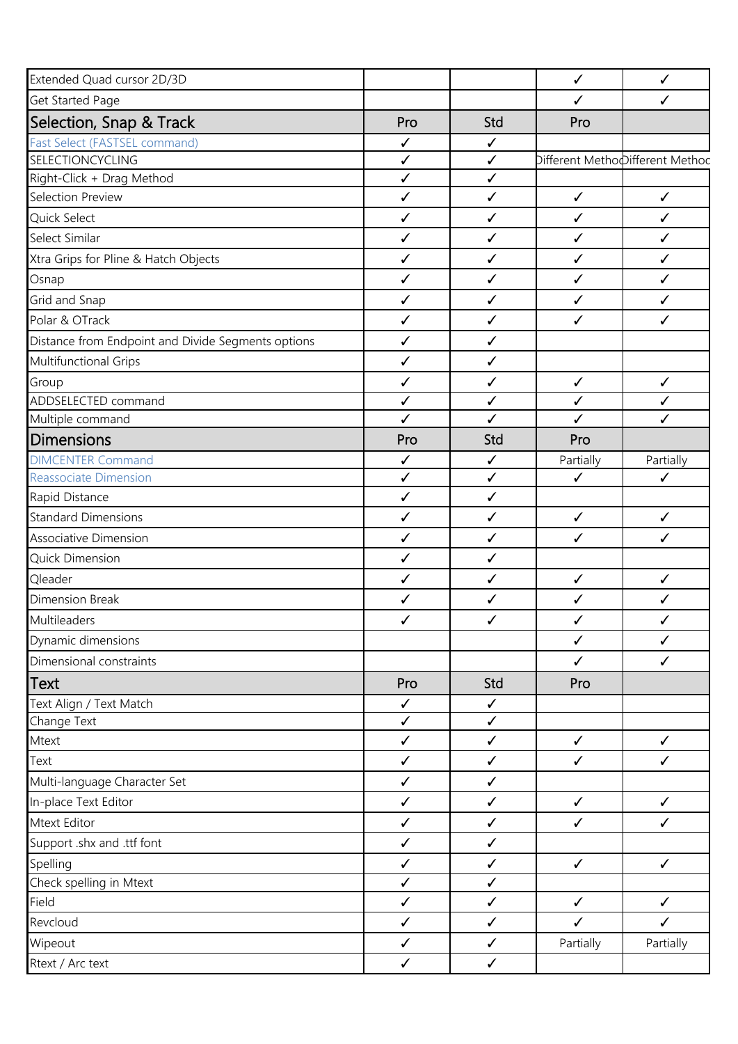| | | | | |
|---|---|---|---|---|
| Extended Quad cursor 2D/3D | | | ✓ | ✓ |
| Get Started Page | | | ✓ | ✓ |
| **Selection, Snap & Track** | **Pro** | **Std** | **Pro** | |
| Fast Select (FASTSEL command) | ✓ | ✓ | | |
| SELECTIONCYCLING | ✓ | ✓ | Different Method | Different Method |
| Right-Click + Drag Method | ✓ | ✓ | | |
| Selection Preview | ✓ | ✓ | ✓ | ✓ |
| Quick Select | ✓ | ✓ | ✓ | ✓ |
| Select Similar | ✓ | ✓ | ✓ | ✓ |
| Xtra Grips for Pline & Hatch Objects | ✓ | ✓ | ✓ | ✓ |
| Osnap | ✓ | ✓ | ✓ | ✓ |
| Grid and Snap | ✓ | ✓ | ✓ | ✓ |
| Polar & OTrack | ✓ | ✓ | ✓ | ✓ |
| Distance from Endpoint and Divide Segments options | ✓ | ✓ | | |
| Multifunctional Grips | ✓ | ✓ | | |
| Group | ✓ | ✓ | ✓ | ✓ |
| ADDSELECTED command | ✓ | ✓ | ✓ | ✓ |
| Multiple command | ✓ | ✓ | ✓ | ✓ |
| **Dimensions** | **Pro** | **Std** | **Pro** | |
| DIMCENTER Command | ✓ | ✓ | Partially | Partially |
| Reassociate Dimension | ✓ | ✓ | ✓ | ✓ |
| Rapid Distance | ✓ | ✓ | | |
| Standard Dimensions | ✓ | ✓ | ✓ | ✓ |
| Associative Dimension | ✓ | ✓ | ✓ | ✓ |
| Quick Dimension | ✓ | ✓ | | |
| Qleader | ✓ | ✓ | ✓ | ✓ |
| Dimension Break | ✓ | ✓ | ✓ | ✓ |
| Multileaders | ✓ | ✓ | ✓ | ✓ |
| Dynamic dimensions | | | ✓ | ✓ |
| Dimensional constraints | | | ✓ | ✓ |
| **Text** | **Pro** | **Std** | **Pro** | |
| Text Align / Text Match | ✓ | ✓ | | |
| Change Text | ✓ | ✓ | | |
| Mtext | ✓ | ✓ | ✓ | ✓ |
| Text | ✓ | ✓ | ✓ | ✓ |
| Multi-language Character Set | ✓ | ✓ | | |
| In-place Text Editor | ✓ | ✓ | ✓ | ✓ |
| Mtext Editor | ✓ | ✓ | ✓ | ✓ |
| Support .shx and .ttf font | ✓ | ✓ | | |
| Spelling | ✓ | ✓ | ✓ | ✓ |
| Check spelling in Mtext | ✓ | ✓ | | |
| Field | ✓ | ✓ | ✓ | ✓ |
| Revcloud | ✓ | ✓ | ✓ | ✓ |
| Wipeout | ✓ | ✓ | Partially | Partially |
| Rtext / Arc text | ✓ | ✓ | | |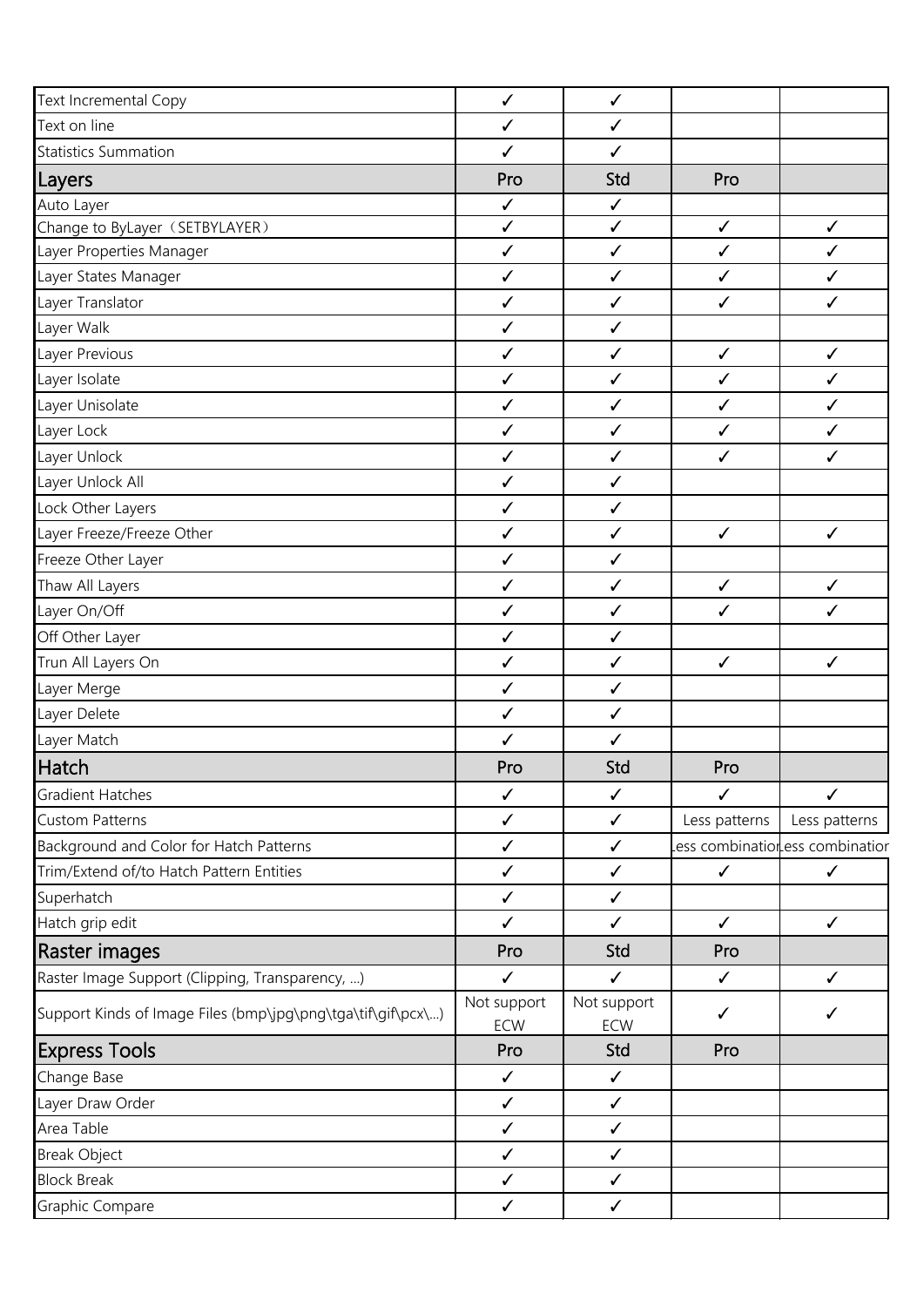| | | | | |
|---|---|---|---|---|
| Text Incremental Copy | ✓ | ✓ | | |
| Text on line | ✓ | ✓ | | |
| Statistics Summation | ✓ | ✓ | | |
| **Layers** | Pro | Std | Pro | |
| Auto Layer | ✓ | ✓ | | |
| Change to ByLayer（SETBYLAYER） | ✓ | ✓ | ✓ | ✓ |
| Layer Properties Manager | ✓ | ✓ | ✓ | ✓ |
| Layer States Manager | ✓ | ✓ | ✓ | ✓ |
| Layer Translator | ✓ | ✓ | ✓ | ✓ |
| Layer Walk | ✓ | ✓ | | |
| Layer Previous | ✓ | ✓ | ✓ | ✓ |
| Layer Isolate | ✓ | ✓ | ✓ | ✓ |
| Layer Unisolate | ✓ | ✓ | ✓ | ✓ |
| Layer Lock | ✓ | ✓ | ✓ | ✓ |
| Layer Unlock | ✓ | ✓ | ✓ | ✓ |
| Layer Unlock All | ✓ | ✓ | | |
| Lock Other Layers | ✓ | ✓ | | |
| Layer Freeze/Freeze Other | ✓ | ✓ | ✓ | ✓ |
| Freeze Other Layer | ✓ | ✓ | | |
| Thaw All Layers | ✓ | ✓ | ✓ | ✓ |
| Layer On/Off | ✓ | ✓ | ✓ | ✓ |
| Off Other Layer | ✓ | ✓ | | |
| Trun All Layers On | ✓ | ✓ | ✓ | ✓ |
| Layer Merge | ✓ | ✓ | | |
| Layer Delete | ✓ | ✓ | | |
| Layer Match | ✓ | ✓ | | |
| **Hatch** | Pro | Std | Pro | |
| Gradient Hatches | ✓ | ✓ | ✓ | ✓ |
| Custom Patterns | ✓ | ✓ | Less patterns | Less patterns |
| Background and Color for Hatch Patterns | ✓ | ✓ | Less combination | Less combination |
| Trim/Extend of/to Hatch Pattern Entities | ✓ | ✓ | ✓ | ✓ |
| Superhatch | ✓ | ✓ | | |
| Hatch grip edit | ✓ | ✓ | ✓ | ✓ |
| **Raster images** | Pro | Std | Pro | |
| Raster Image Support (Clipping, Transparency, ...) | ✓ | ✓ | ✓ | ✓ |
| Support Kinds of Image Files (bmp\jpg\png\tga\tif\gif\pcx\...) | Not support ECW | Not support ECW | ✓ | ✓ |
| **Express Tools** | Pro | Std | Pro | |
| Change Base | ✓ | ✓ | | |
| Layer Draw Order | ✓ | ✓ | | |
| Area Table | ✓ | ✓ | | |
| Break Object | ✓ | ✓ | | |
| Block Break | ✓ | ✓ | | |
| Graphic Compare | ✓ | ✓ | | |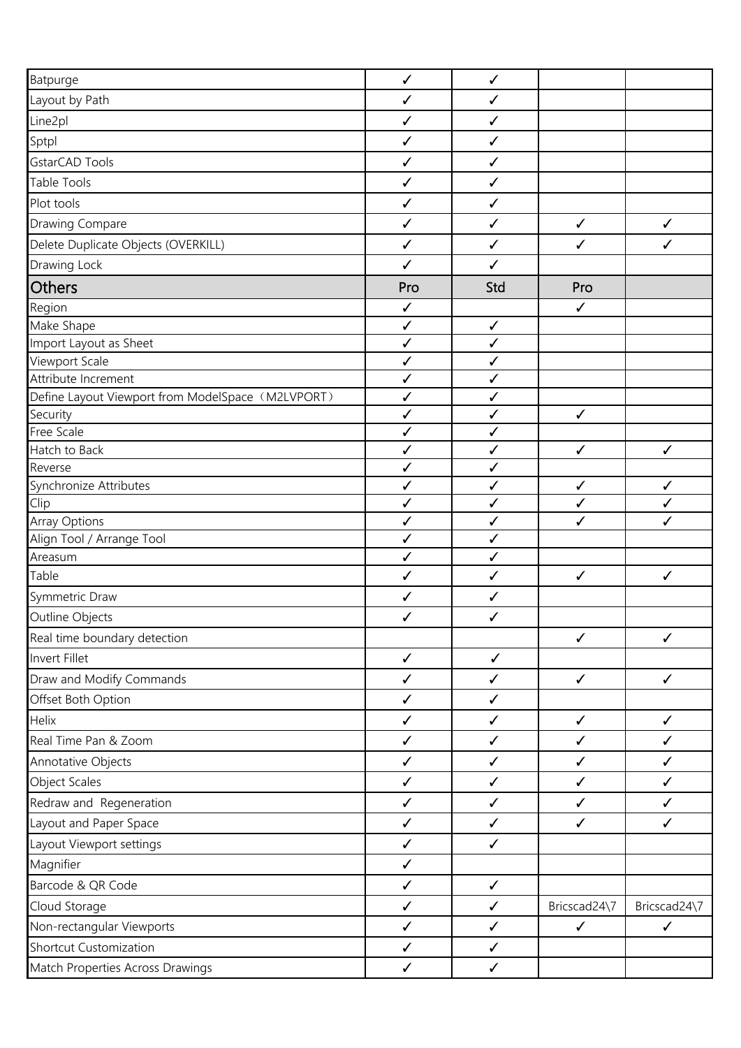| | | | | |
|---|---|---|---|---|
| Batpurge | ✓ | ✓ | | |
| Layout by Path | ✓ | ✓ | | |
| Line2pl | ✓ | ✓ | | |
| Sptpl | ✓ | ✓ | | |
| GstarCAD Tools | ✓ | ✓ | | |
| Table Tools | ✓ | ✓ | | |
| Plot tools | ✓ | ✓ | | |
| Drawing Compare | ✓ | ✓ | ✓ | ✓ |
| Delete Duplicate Objects (OVERKILL) | ✓ | ✓ | ✓ | ✓ |
| Drawing Lock | ✓ | ✓ | | |
| **Others** | Pro | Std | Pro | |
| Region | ✓ | | ✓ | |
| Make Shape | ✓ | ✓ | | |
| Import Layout as Sheet | ✓ | ✓ | | |
| Viewport Scale | ✓ | ✓ | | |
| Attribute Increment | ✓ | ✓ | | |
| Define Layout Viewport from ModelSpace（M2LVPORT） | ✓ | ✓ | | |
| Security | ✓ | ✓ | ✓ | |
| Free Scale | ✓ | ✓ | | |
| Hatch to Back | ✓ | ✓ | ✓ | ✓ |
| Reverse | ✓ | ✓ | | |
| Synchronize Attributes | ✓ | ✓ | ✓ | ✓ |
| Clip | ✓ | ✓ | ✓ | ✓ |
| Array Options | ✓ | ✓ | ✓ | ✓ |
| Align Tool / Arrange Tool | ✓ | ✓ | | |
| Areasum | ✓ | ✓ | | |
| Table | ✓ | ✓ | ✓ | ✓ |
| Symmetric Draw | ✓ | ✓ | | |
| Outline Objects | ✓ | ✓ | | |
| Real time boundary detection | | | ✓ | ✓ |
| Invert Fillet | ✓ | ✓ | | |
| Draw and Modify Commands | ✓ | ✓ | ✓ | ✓ |
| Offset Both Option | ✓ | ✓ | | |
| Helix | ✓ | ✓ | ✓ | ✓ |
| Real Time Pan & Zoom | ✓ | ✓ | ✓ | ✓ |
| Annotative Objects | ✓ | ✓ | ✓ | ✓ |
| Object Scales | ✓ | ✓ | ✓ | ✓ |
| Redraw and Regeneration | ✓ | ✓ | ✓ | ✓ |
| Layout and Paper Space | ✓ | ✓ | ✓ | ✓ |
| Layout Viewport settings | ✓ | ✓ | | |
| Magnifier | ✓ | | | |
| Barcode & QR Code | ✓ | ✓ | | |
| Cloud Storage | ✓ | ✓ | Bricscad24\7 | Bricscad24\7 |
| Non-rectangular Viewports | ✓ | ✓ | ✓ | ✓ |
| Shortcut Customization | ✓ | ✓ | | |
| Match Properties Across Drawings | ✓ | ✓ | | |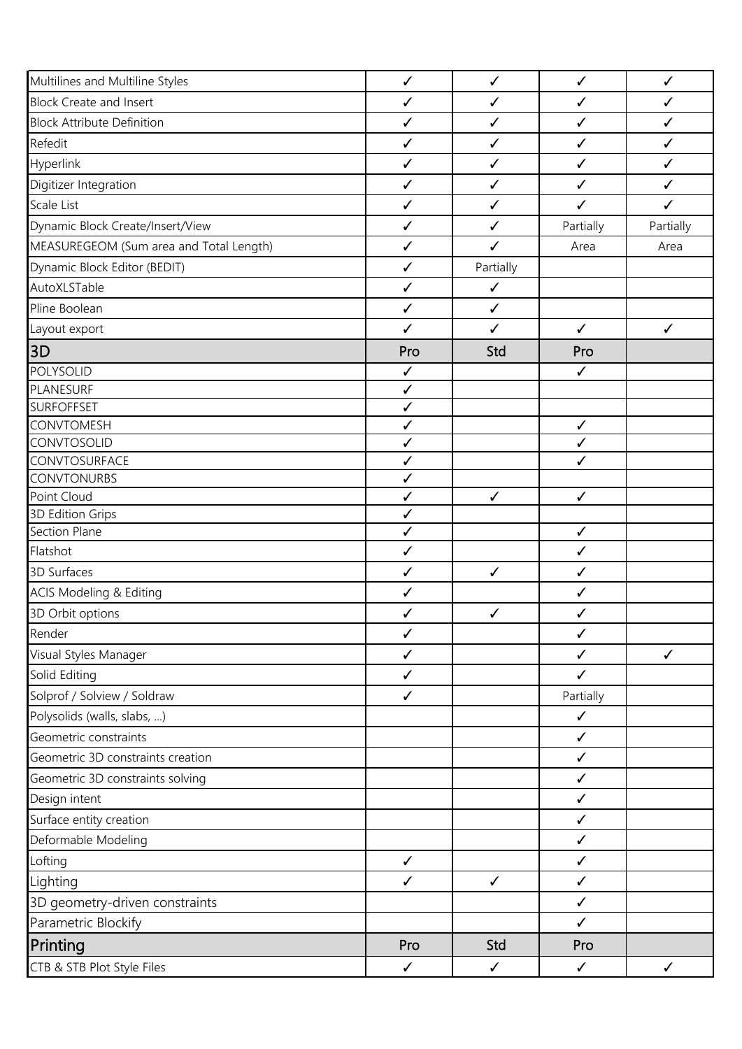| | | | | |
|---|---|---|---|---|
| Multilines and Multiline Styles | ✓ | ✓ | ✓ | ✓ |
| Block Create and Insert | ✓ | ✓ | ✓ | ✓ |
| Block Attribute Definition | ✓ | ✓ | ✓ | ✓ |
| Refedit | ✓ | ✓ | ✓ | ✓ |
| Hyperlink | ✓ | ✓ | ✓ | ✓ |
| Digitizer Integration | ✓ | ✓ | ✓ | ✓ |
| Scale List | ✓ | ✓ | ✓ | ✓ |
| Dynamic Block Create/Insert/View | ✓ | ✓ | Partially | Partially |
| MEASUREGEOM (Sum area and Total Length) | ✓ | ✓ | Area | Area |
| Dynamic Block Editor (BEDIT) | ✓ | Partially | | |
| AutoXLSTable | ✓ | ✓ | | |
| Pline Boolean | ✓ | ✓ | | |
| Layout export | ✓ | ✓ | ✓ | ✓ |
| **3D** | **Pro** | **Std** | **Pro** | |
| POLYSOLID | ✓ | | ✓ | |
| PLANESURF | ✓ | | | |
| SURFOFFSET | ✓ | | | |
| CONVTOMESH | ✓ | | ✓ | |
| CONVTOSOLID | ✓ | | ✓ | |
| CONVTOSURFACE | ✓ | | ✓ | |
| CONVTONURBS | ✓ | | | |
| Point Cloud | ✓ | ✓ | ✓ | |
| 3D Edition Grips | ✓ | | | |
| Section Plane | ✓ | | ✓ | |
| Flatshot | ✓ | | ✓ | |
| 3D Surfaces | ✓ | ✓ | ✓ | |
| ACIS Modeling & Editing | ✓ | | ✓ | |
| 3D Orbit options | ✓ | ✓ | ✓ | |
| Render | ✓ | | ✓ | |
| Visual Styles Manager | ✓ | | ✓ | ✓ |
| Solid Editing | ✓ | | ✓ | |
| Solprof / Solview / Soldraw | ✓ | | Partially | |
| Polysolids (walls, slabs, ...) | | | ✓ | |
| Geometric constraints | | | ✓ | |
| Geometric 3D constraints creation | | | ✓ | |
| Geometric 3D constraints solving | | | ✓ | |
| Design intent | | | ✓ | |
| Surface entity creation | | | ✓ | |
| Deformable Modeling | | | ✓ | |
| Lofting | ✓ | | ✓ | |
| Lighting | ✓ | ✓ | ✓ | |
| 3D geometry-driven constraints | | | ✓ | |
| Parametric Blockify | | | ✓ | |
| **Printing** | **Pro** | **Std** | **Pro** | |
| CTB & STB Plot Style Files | ✓ | ✓ | ✓ | ✓ |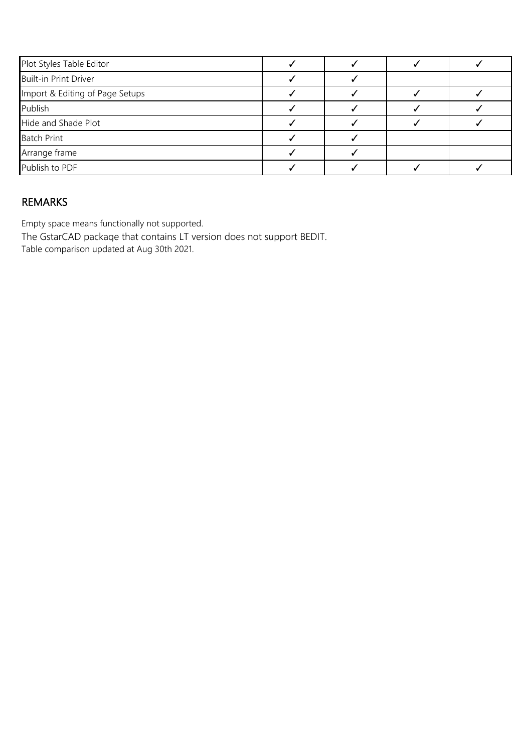| | | | | |
|---|---|---|---|---|
| Plot Styles Table Editor | ✓ | ✓ | ✓ | ✓ |
| Built-in Print Driver | ✓ | ✓ | | |
| Import & Editing of Page Setups | ✓ | ✓ | ✓ | ✓ |
| Publish | ✓ | ✓ | ✓ | ✓ |
| Hide and Shade Plot | ✓ | ✓ | ✓ | ✓ |
| Batch Print | ✓ | ✓ | | |
| Arrange frame | ✓ | ✓ | | |
| Publish to PDF | ✓ | ✓ | ✓ | ✓ |

## REMARKS

Empty space means functionally not supported.

The GstarCAD package that contains LT version does not support BEDIT.

Table comparison updated at Aug 30th 2021.